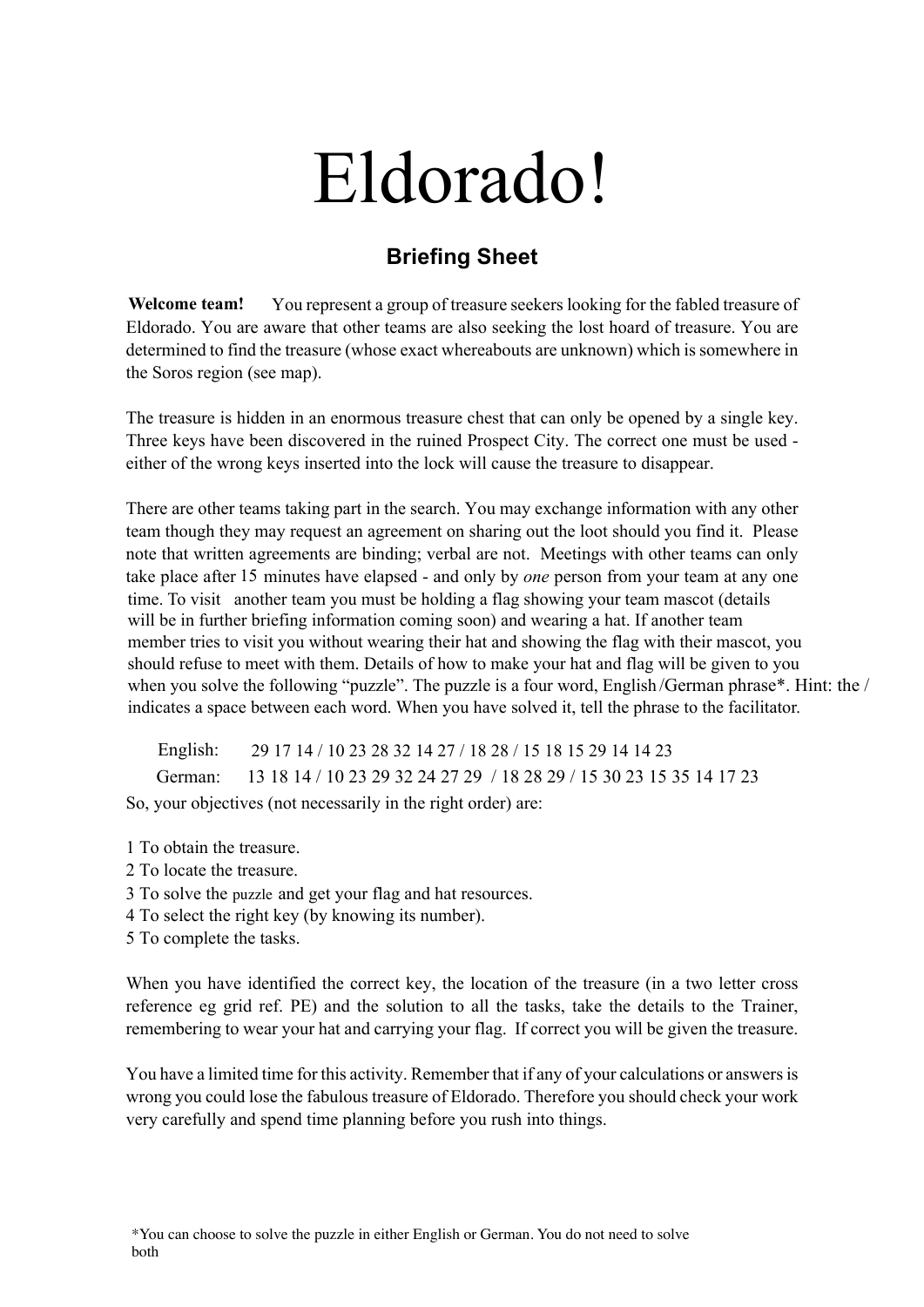# Eldorado!

## Briefing Sheet

**Welcome team!** You represent a group of treasure seekers looking for the fabled treasure of Eldorado. You are aware that other teams are also seeking the lost hoard of treasure. You are determined to find the treasure (whose exact whereabouts are unknown) which is somewhere in the Soros region (see map).

The treasure is hidden in an enormous treasure chest that can only be opened by a single key. Three keys have been discovered in the ruined Prospect City. The correct one must be used - either of the wrong keys inserted into the lock will cause the treasure to disappear.

There are other teams taking part in the search. You may exchange information with any other team though they may request an agreement on sharing out the loot should you find it. Please note that written agreements are binding; verbal are not. Meetings with other teams can only take place after 15 minutes have elapsed - and only by *one* person from your team at any one time. To visit another team you must be holding a flag showing your team mascot (details will be in further briefing information coming soon) and wearing a hat. If another team member tries to visit you without wearing their hat and showing the flag with their mascot, you should refuse to meet with them. Details of how to make your hat and flag will be given to you when you solve the following "puzzle". The puzzle is a four word, English/German phrase*. Hint: the / indicates a space between each word. When you have solved it, tell the phrase to the facilitator.

English: 29 17 14 / 10 23 28 32 14 27 / 18 28 / 15 18 15 29 14 14 23

German: 13 18 14 / 10 23 29 32 24 27 29 / 18 28 29 / 15 30 23 15 35 14 17 23

So, your objectives (not necessarily in the right order) are:

1 To obtain the treasure.  
2 To locate the treasure.  
3 To solve the puzzle and get your flag and hat resources.  
4 To select the right key (by knowing its number).  
5 To complete the tasks.

When you have identified the correct key, the location of the treasure (in a two letter cross reference eg grid ref. PE) and the solution to all the tasks, take the details to the Trainer, remembering to wear your hat and carrying your flag. If correct you will be given the treasure.

You have a limited time for this activity. Remember that if any of your calculations or answers is wrong you could lose the fabulous treasure of Eldorado. Therefore you should check your work very carefully and spend time planning before you rush into things.

*You can choose to solve the puzzle in either English or German. You do not need to solve both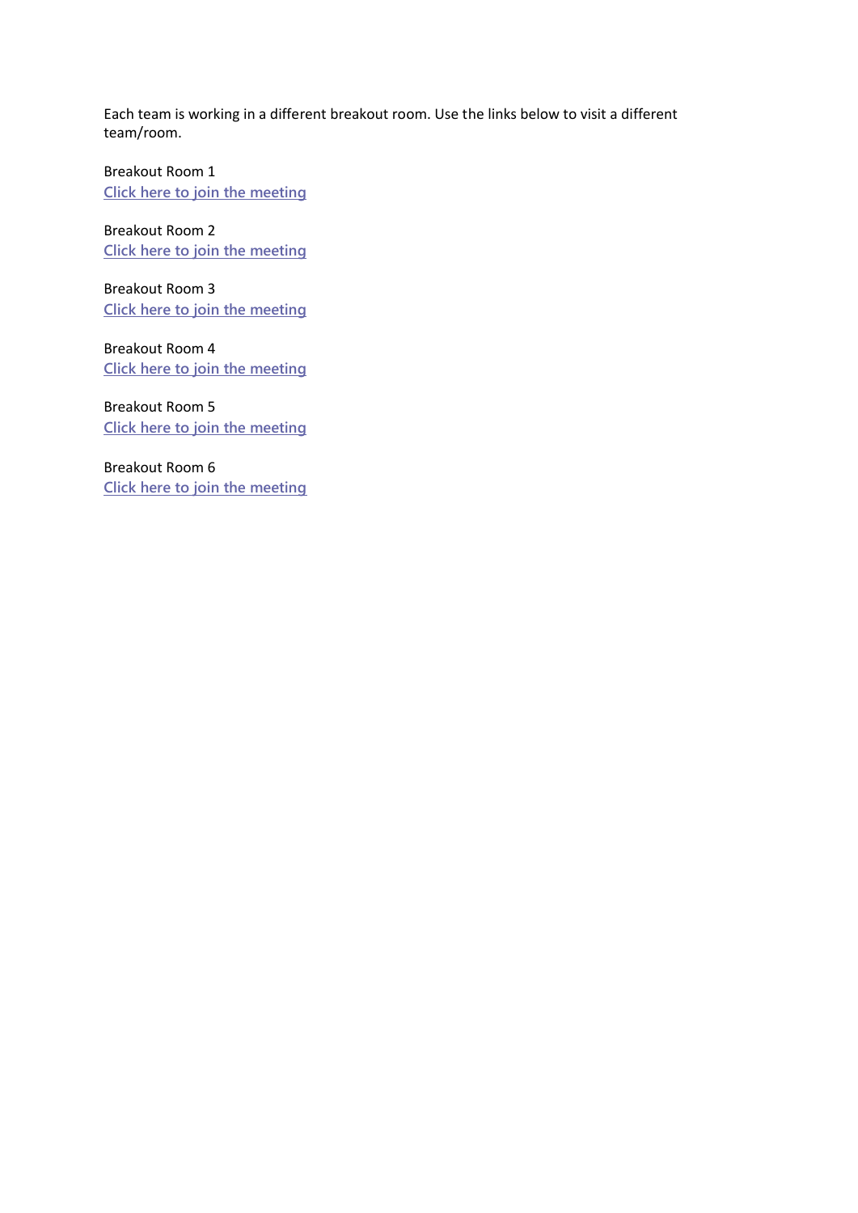Each team is working in a different breakout room. Use the links below to visit a different team/room.

Breakout Room 1
Click here to join the meeting

Breakout Room 2
Click here to join the meeting

Breakout Room 3
Click here to join the meeting

Breakout Room 4
Click here to join the meeting

Breakout Room 5
Click here to join the meeting

Breakout Room 6
Click here to join the meeting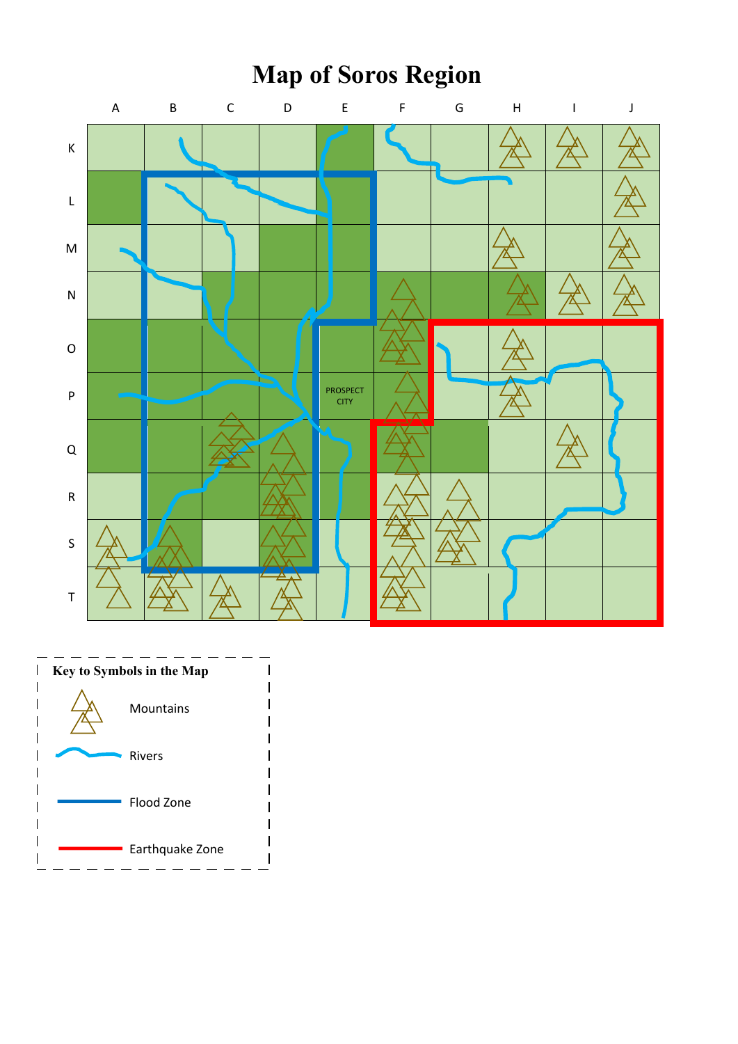# Map of Soros Region

A B C D E F G H I J

K
L
M
N
O
P
Q
R
S
T

PROSPECT CITY

**Key to Symbols in the Map**

Mountains

Rivers

Flood Zone

Earthquake Zone